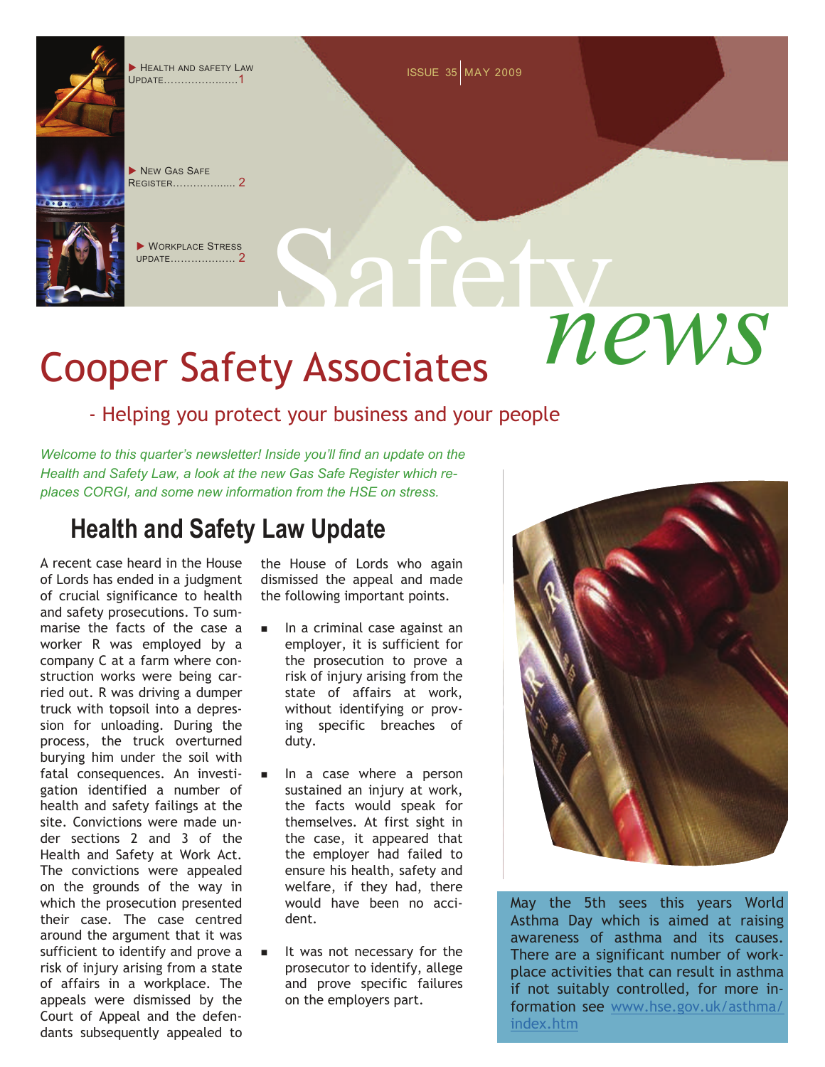- Health and Safety Law Update.....................1
- New Gas Safe Register.................. 2
- Workplace Stress update.................. 2

ISSUE 35 | MAY 2009

# Safety *news*

# Cooper Safety Associates

- Helping you protect your business and your people

*Welcome to this quarter's newsletter! Inside you'll find an update on the Health and Safety Law, a look at the new Gas Safe Register which replaces CORGI, and some new information from the HSE on stress.*

## Health and Safety Law Update

A recent case heard in the House of Lords has ended in a judgment of crucial significance to health and safety prosecutions. To summarise the facts of the case a worker R was employed by a company C at a farm where construction works were being carried out. R was driving a dumper truck with topsoil into a depression for unloading. During the process, the truck overturned burying him under the soil with fatal consequences. An investigation identified a number of health and safety failings at the site. Convictions were made under sections 2 and 3 of the Health and Safety at Work Act. The convictions were appealed on the grounds of the way in which the prosecution presented their case. The case centred around the argument that it was sufficient to identify and prove a risk of injury arising from a state of affairs in a workplace. The appeals were dismissed by the Court of Appeal and the defendants subsequently appealed to the House of Lords who again dismissed the appeal and made the following important points.

- In a criminal case against an employer, it is sufficient for the prosecution to prove a risk of injury arising from the state of affairs at work, without identifying or proving specific breaches of duty.
- In a case where a person sustained an injury at work, the facts would speak for themselves. At first sight in the case, it appeared that the employer had failed to ensure his health, safety and welfare, if they had, there would have been no accident.
- It was not necessary for the prosecutor to identify, allege and prove specific failures on the employers part.

May the 5th sees this years World Asthma Day which is aimed at raising awareness of asthma and its causes. There are a significant number of workplace activities that can result in asthma if not suitably controlled, for more information see www.hse.gov.uk/asthma/index.htm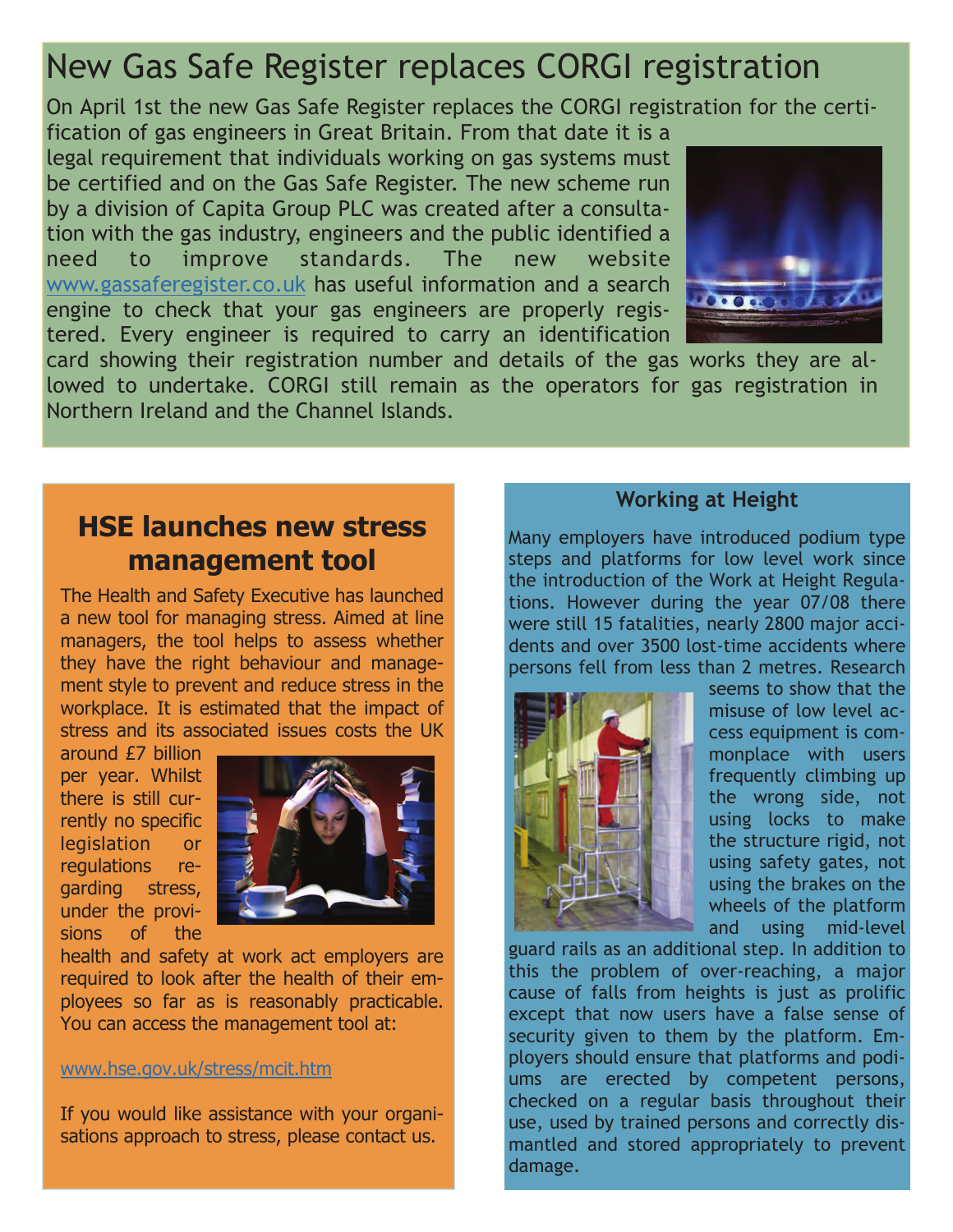# New Gas Safe Register replaces CORGI registration

On April 1st the new Gas Safe Register replaces the CORGI registration for the certification of gas engineers in Great Britain. From that date it is a legal requirement that individuals working on gas systems must be certified and on the Gas Safe Register. The new scheme run by a division of Capita Group PLC was created after a consultation with the gas industry, engineers and the public identified a need to improve standards. The new website www.gassaferegister.co.uk has useful information and a search engine to check that your gas engineers are properly registered. Every engineer is required to carry an identification card showing their registration number and details of the gas works they are allowed to undertake. CORGI still remain as the operators for gas registration in Northern Ireland and the Channel Islands.

## HSE launches new stress management tool

The Health and Safety Executive has launched a new tool for managing stress. Aimed at line managers, the tool helps to assess whether they have the right behaviour and management style to prevent and reduce stress in the workplace. It is estimated that the impact of stress and its associated issues costs the UK around £7 billion per year. Whilst there is still currently no specific legislation or regulations regarding stress, under the provisions of the health and safety at work act employers are required to look after the health of their employees so far as is reasonably practicable. You can access the management tool at:

www.hse.gov.uk/stress/mcit.htm

If you would like assistance with your organisations approach to stress, please contact us.

### Working at Height

Many employers have introduced podium type steps and platforms for low level work since the introduction of the Work at Height Regulations. However during the year 07/08 there were still 15 fatalities, nearly 2800 major accidents and over 3500 lost-time accidents where persons fell from less than 2 metres. Research seems to show that the misuse of low level access equipment is commonplace with users frequently climbing up the wrong side, not using locks to make the structure rigid, not using safety gates, not using the brakes on the wheels of the platform and using mid-level guard rails as an additional step. In addition to this the problem of over-reaching, a major cause of falls from heights is just as prolific except that now users have a false sense of security given to them by the platform. Employers should ensure that platforms and podiums are erected by competent persons, checked on a regular basis throughout their use, used by trained persons and correctly dismantled and stored appropriately to prevent damage.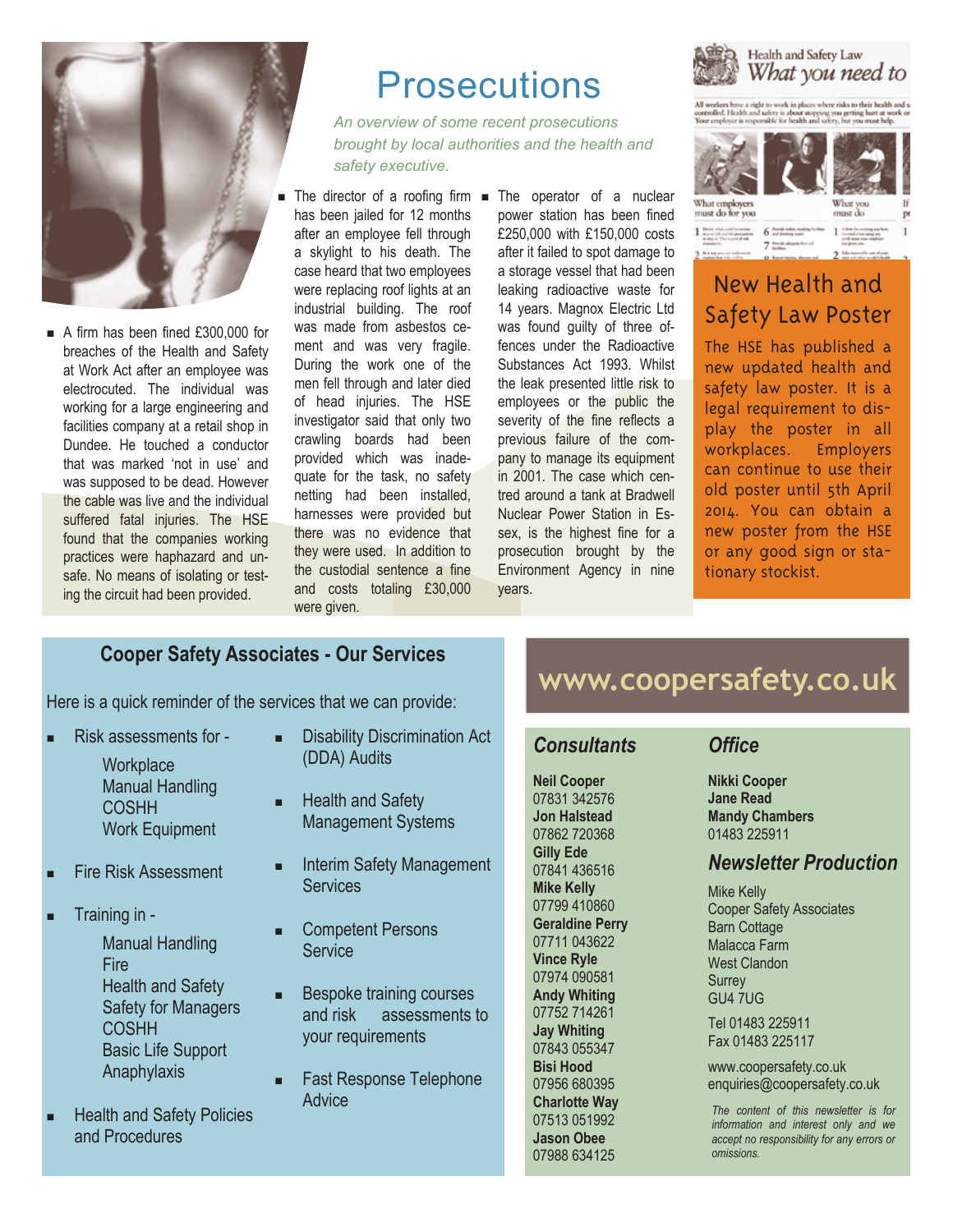# Prosecutions

*An overview of some recent prosecutions brought by local authorities and the health and safety executive.*

- A firm has been fined £300,000 for breaches of the Health and Safety at Work Act after an employee was electrocuted. The individual was working for a large engineering and facilities company at a retail shop in Dundee. He touched a conductor that was marked 'not in use' and was supposed to be dead. However the cable was live and the individual suffered fatal injuries. The HSE found that the companies working practices were haphazard and unsafe. No means of isolating or testing the circuit had been provided.

- The director of a roofing firm has been jailed for 12 months after an employee fell through a skylight to his death. The case heard that two employees were replacing roof lights at an industrial building. The roof was made from asbestos cement and was very fragile. During the work one of the men fell through and later died of head injuries. The HSE investigator said that only two crawling boards had been provided which was inadequate for the task, no safety netting had been installed, harnesses were provided but there was no evidence that they were used. In addition to the custodial sentence a fine and costs totaling £30,000 were given.

- The operator of a nuclear power station has been fined £250,000 with £150,000 costs after it failed to spot damage to a storage vessel that had been leaking radioactive waste for 14 years. Magnox Electric Ltd was found guilty of three offences under the Radioactive Substances Act 1993. Whilst the leak presented little risk to employees or the public the severity of the fine reflects a previous failure of the company to manage its equipment in 2001. The case which centred around a tank at Bradwell Nuclear Power Station in Essex, is the highest fine for a prosecution brought by the Environment Agency in nine years.

## New Health and Safety Law Poster

The HSE has published a new updated health and safety law poster. It is a legal requirement to display the poster in all workplaces. Employers can continue to use their old poster until 5th April 2014. You can obtain a new poster from the HSE or any good sign or stationary stockist.

## Cooper Safety Associates - Our Services

Here is a quick reminder of the services that we can provide:

- Risk assessments for -
  - Workplace
  - Manual Handling
  - COSHH
  - Work Equipment
- Fire Risk Assessment
- Training in -
  - Manual Handling
  - Fire
  - Health and Safety
  - Safety for Managers
  - COSHH
  - Basic Life Support
  - Anaphylaxis
- Health and Safety Policies and Procedures
- Disability Discrimination Act (DDA) Audits
- Health and Safety Management Systems
- Interim Safety Management Services
- Competent Persons Service
- Bespoke training courses and risk assessments to your requirements
- Fast Response Telephone Advice

## www.coopersafety.co.uk

### *Consultants*

**Neil Cooper**
07831 342576
**Jon Halstead**
07862 720368
**Gilly Ede**
07841 436516
**Mike Kelly**
07799 410860
**Geraldine Perry**
07711 043622
**Vince Ryle**
07974 090581
**Andy Whiting**
07752 714261
**Jay Whiting**
07843 055347
**Bisi Hood**
07956 680395
**Charlotte Way**
07513 051992
**Jason Obee**
07988 634125

### *Office*

**Nikki Cooper**
**Jane Read**
**Mandy Chambers**
01483 225911

### *Newsletter Production*

Mike Kelly
Cooper Safety Associates
Barn Cottage
Malacca Farm
West Clandon
Surrey
GU4 7UG

Tel 01483 225911
Fax 01483 225117

www.coopersafety.co.uk
enquiries@coopersafety.co.uk

*The content of this newsletter is for information and interest only and we accept no responsibility for any errors or omissions.*